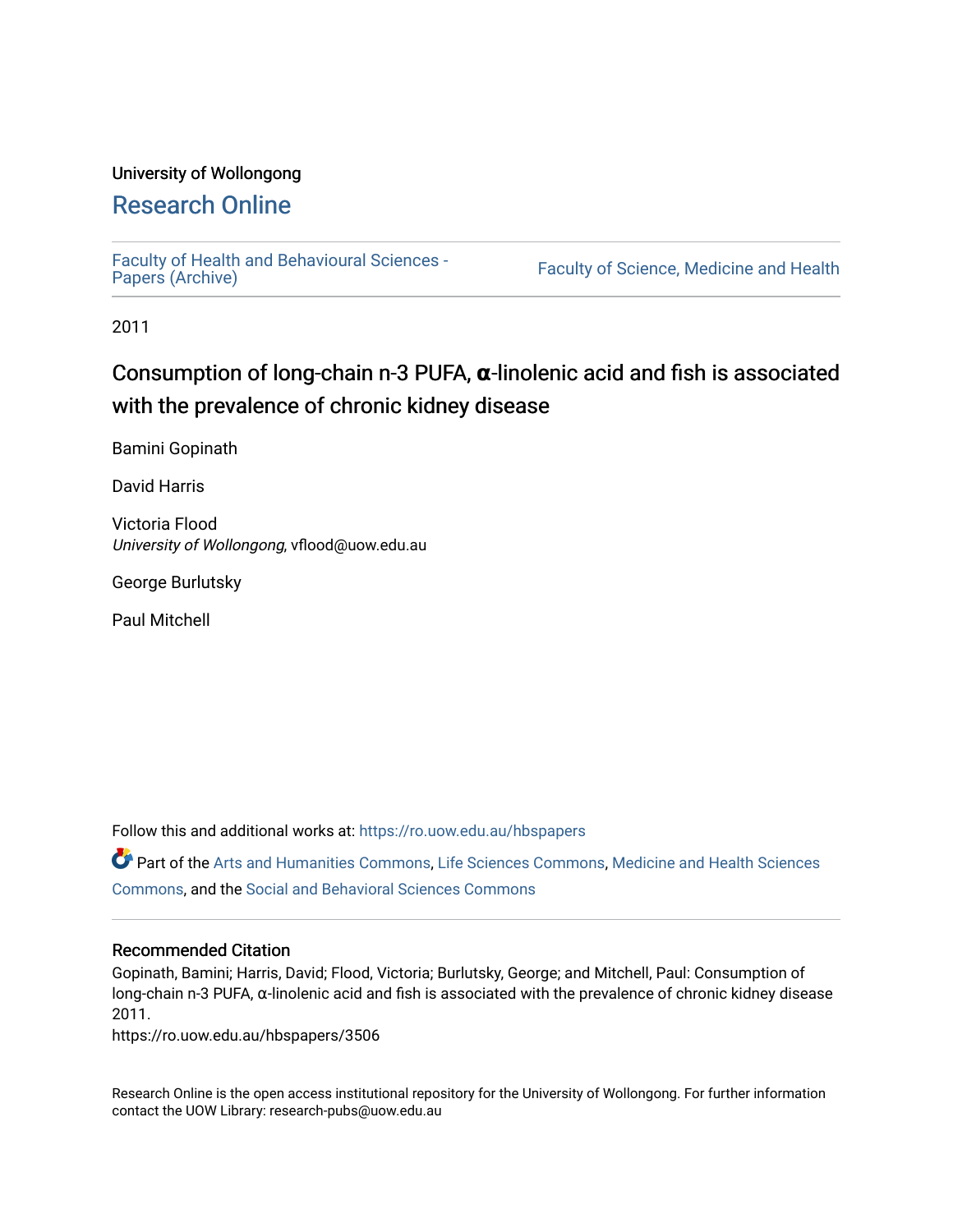University of Wollongong

# Research Online

Faculty of Health and Behavioural Sciences - Papers (Archive)

Faculty of Science, Medicine and Health

2011

## Consumption of long-chain n-3 PUFA, α-linolenic acid and fish is associated with the prevalence of chronic kidney disease

Bamini Gopinath

David Harris

Victoria Flood
*University of Wollongong*, vflood@uow.edu.au

George Burlutsky

Paul Mitchell

Follow this and additional works at: https://ro.uow.edu.au/hbspapers

Part of the Arts and Humanities Commons, Life Sciences Commons, Medicine and Health Sciences Commons, and the Social and Behavioral Sciences Commons

### Recommended Citation

Gopinath, Bamini; Harris, David; Flood, Victoria; Burlutsky, George; and Mitchell, Paul: Consumption of long-chain n-3 PUFA, α-linolenic acid and fish is associated with the prevalence of chronic kidney disease 2011.
https://ro.uow.edu.au/hbspapers/3506

Research Online is the open access institutional repository for the University of Wollongong. For further information contact the UOW Library: research-pubs@uow.edu.au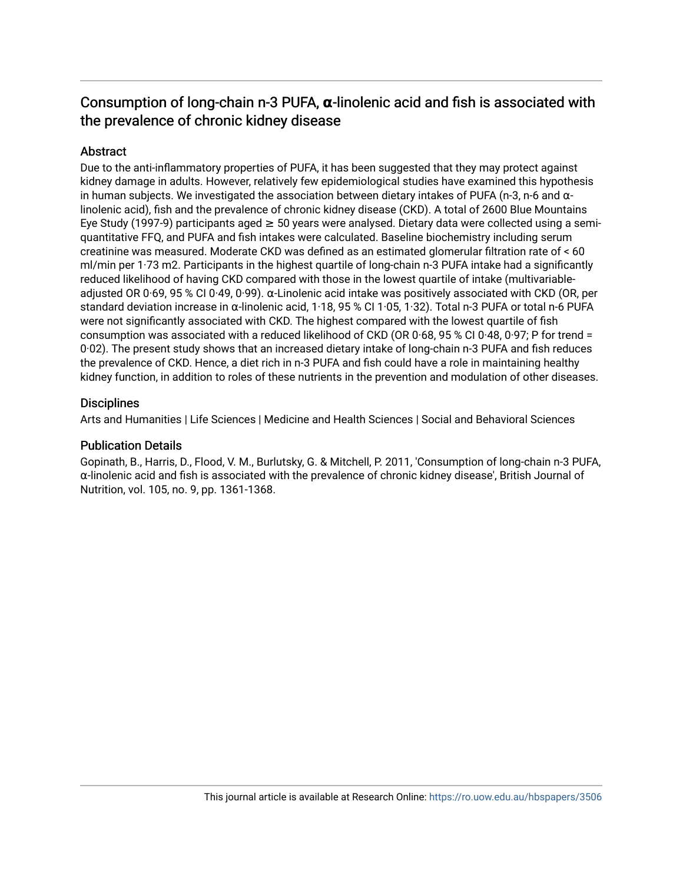## Consumption of long-chain n-3 PUFA, **α**-linolenic acid and fish is associated with the prevalence of chronic kidney disease

### Abstract

Due to the anti-inflammatory properties of PUFA, it has been suggested that they may protect against kidney damage in adults. However, relatively few epidemiological studies have examined this hypothesis in human subjects. We investigated the association between dietary intakes of PUFA (n-3, n-6 and α-linolenic acid), fish and the prevalence of chronic kidney disease (CKD). A total of 2600 Blue Mountains Eye Study (1997-9) participants aged ≥ 50 years were analysed. Dietary data were collected using a semi-quantitative FFQ, and PUFA and fish intakes were calculated. Baseline biochemistry including serum creatinine was measured. Moderate CKD was defined as an estimated glomerular filtration rate of < 60 ml/min per 1·73 m2. Participants in the highest quartile of long-chain n-3 PUFA intake had a significantly reduced likelihood of having CKD compared with those in the lowest quartile of intake (multivariable-adjusted OR 0·69, 95 % CI 0·49, 0·99). α-Linolenic acid intake was positively associated with CKD (OR, per standard deviation increase in α-linolenic acid, 1·18, 95 % CI 1·05, 1·32). Total n-3 PUFA or total n-6 PUFA were not significantly associated with CKD. The highest compared with the lowest quartile of fish consumption was associated with a reduced likelihood of CKD (OR 0·68, 95 % CI 0·48, 0·97; P for trend = 0·02). The present study shows that an increased dietary intake of long-chain n-3 PUFA and fish reduces the prevalence of CKD. Hence, a diet rich in n-3 PUFA and fish could have a role in maintaining healthy kidney function, in addition to roles of these nutrients in the prevention and modulation of other diseases.

### Disciplines

Arts and Humanities | Life Sciences | Medicine and Health Sciences | Social and Behavioral Sciences

### Publication Details

Gopinath, B., Harris, D., Flood, V. M., Burlutsky, G. & Mitchell, P. 2011, 'Consumption of long-chain n-3 PUFA, α-linolenic acid and fish is associated with the prevalence of chronic kidney disease', British Journal of Nutrition, vol. 105, no. 9, pp. 1361-1368.

This journal article is available at Research Online: https://ro.uow.edu.au/hbspapers/3506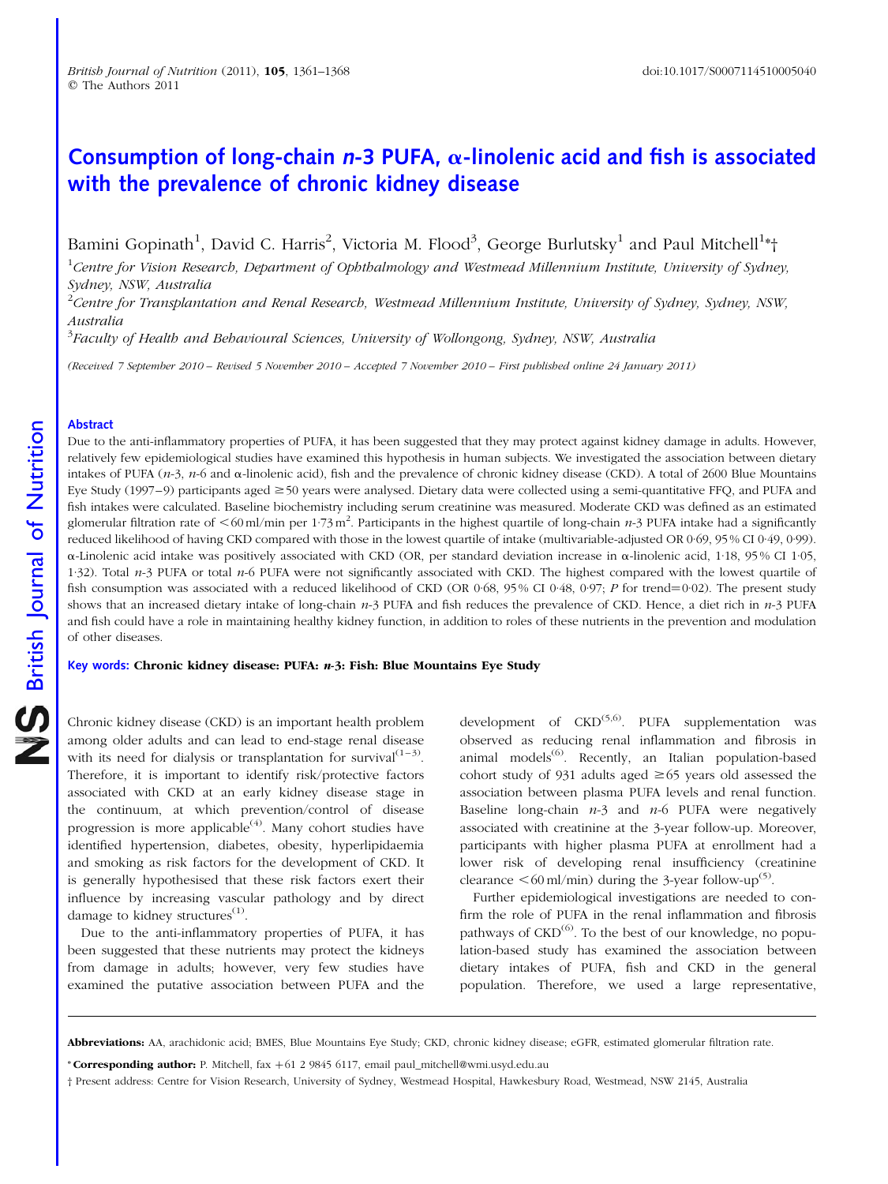# Consumption of long-chain *n*-3 PUFA, α-linolenic acid and fish is associated with the prevalence of chronic kidney disease

Bamini Gopinath[1], David C. Harris[2], Victoria M. Flood[3], George Burlutsky[1] and Paul Mitchell[1]*†

[1]Centre for Vision Research, Department of Ophthalmology and Westmead Millennium Institute, University of Sydney, Sydney, NSW, Australia

[2]Centre for Transplantation and Renal Research, Westmead Millennium Institute, University of Sydney, Sydney, NSW, Australia

[3]Faculty of Health and Behavioural Sciences, University of Wollongong, Sydney, NSW, Australia

(Received 7 September 2010 – Revised 5 November 2010 – Accepted 7 November 2010 – First published online 24 January 2011)

## Abstract

Due to the anti-inflammatory properties of PUFA, it has been suggested that they may protect against kidney damage in adults. However, relatively few epidemiological studies have examined this hypothesis in human subjects. We investigated the association between dietary intakes of PUFA (*n*-3, *n*-6 and α-linolenic acid), fish and the prevalence of chronic kidney disease (CKD). A total of 2600 Blue Mountains Eye Study (1997–9) participants aged ≥50 years were analysed. Dietary data were collected using a semi-quantitative FFQ, and PUFA and fish intakes were calculated. Baseline biochemistry including serum creatinine was measured. Moderate CKD was defined as an estimated glomerular filtration rate of <60 ml/min per 1·73 m$^2$. Participants in the highest quartile of long-chain *n*-3 PUFA intake had a significantly reduced likelihood of having CKD compared with those in the lowest quartile of intake (multivariable-adjusted OR 0·69, 95 % CI 0·49, 0·99). α-Linolenic acid intake was positively associated with CKD (OR, per standard deviation increase in α-linolenic acid, 1·18, 95 % CI 1·05, 1·32). Total *n*-3 PUFA or total *n*-6 PUFA were not significantly associated with CKD. The highest compared with the lowest quartile of fish consumption was associated with a reduced likelihood of CKD (OR 0·68, 95 % CI 0·48, 0·97; *P* for trend = 0·02). The present study shows that an increased dietary intake of long-chain *n*-3 PUFA and fish reduces the prevalence of CKD. Hence, a diet rich in *n*-3 PUFA and fish could have a role in maintaining healthy kidney function, in addition to roles of these nutrients in the prevention and modulation of other diseases.

**Key words: Chronic kidney disease: PUFA: *n*-3: Fish: Blue Mountains Eye Study**

Chronic kidney disease (CKD) is an important health problem among older adults and can lead to end-stage renal disease with its need for dialysis or transplantation for survival[1–3]. Therefore, it is important to identify risk/protective factors associated with CKD at an early kidney disease stage in the continuum, at which prevention/control of disease progression is more applicable[4]. Many cohort studies have identified hypertension, diabetes, obesity, hyperlipidaemia and smoking as risk factors for the development of CKD. It is generally hypothesised that these risk factors exert their influence by increasing vascular pathology and by direct damage to kidney structures[1].

Due to the anti-inflammatory properties of PUFA, it has been suggested that these nutrients may protect the kidneys from damage in adults; however, very few studies have examined the putative association between PUFA and the development of CKD[5,6]. PUFA supplementation was observed as reducing renal inflammation and fibrosis in animal models[6]. Recently, an Italian population-based cohort study of 931 adults aged ≥65 years old assessed the association between plasma PUFA levels and renal function. Baseline long-chain *n*-3 and *n*-6 PUFA were negatively associated with creatinine at the 3-year follow-up. Moreover, participants with higher plasma PUFA at enrollment had a lower risk of developing renal insufficiency (creatinine clearance <60 ml/min) during the 3-year follow-up[5].

Further epidemiological investigations are needed to confirm the role of PUFA in the renal inflammation and fibrosis pathways of CKD[6]. To the best of our knowledge, no population-based study has examined the association between dietary intakes of PUFA, fish and CKD in the general population. Therefore, we used a large representative,

---

**Abbreviations:** AA, arachidonic acid; BMES, Blue Mountains Eye Study; CKD, chronic kidney disease; eGFR, estimated glomerular filtration rate.

\* **Corresponding author:** P. Mitchell, fax +61 2 9845 6117, email paul_mitchell@wmi.usyd.edu.au

† Present address: Centre for Vision Research, University of Sydney, Westmead Hospital, Hawkesbury Road, Westmead, NSW 2145, Australia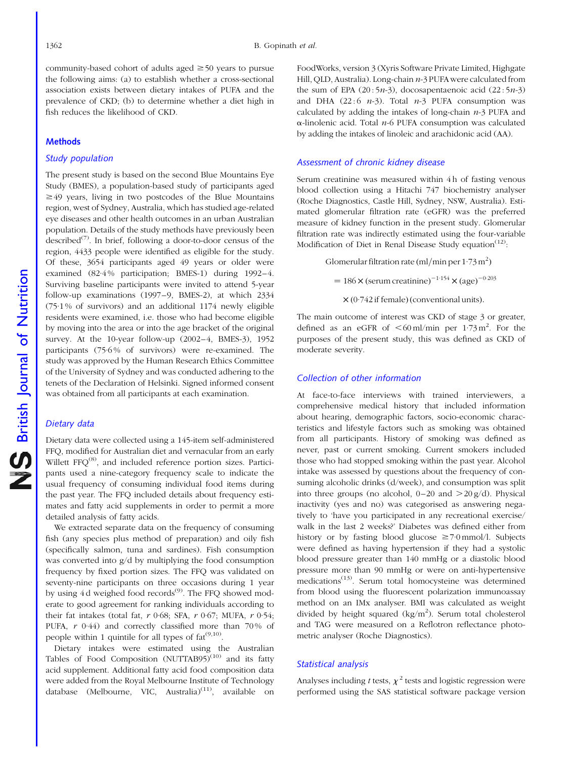community-based cohort of adults aged ≥50 years to pursue the following aims: (a) to establish whether a cross-sectional association exists between dietary intakes of PUFA and the prevalence of CKD; (b) to determine whether a diet high in fish reduces the likelihood of CKD.

## Methods

### Study population

The present study is based on the second Blue Mountains Eye Study (BMES), a population-based study of participants aged ≥49 years, living in two postcodes of the Blue Mountains region, west of Sydney, Australia, which has studied age-related eye diseases and other health outcomes in an urban Australian population. Details of the study methods have previously been described[7]. In brief, following a door-to-door census of the region, 4433 people were identified as eligible for the study. Of these, 3654 participants aged 49 years or older were examined (82·4% participation; BMES-1) during 1992–4. Surviving baseline participants were invited to attend 5-year follow-up examinations (1997–9, BMES-2), at which 2334 (75·1% of survivors) and an additional 1174 newly eligible residents were examined, i.e. those who had become eligible by moving into the area or into the age bracket of the original survey. At the 10-year follow-up (2002–4, BMES-3), 1952 participants (75·6% of survivors) were re-examined. The study was approved by the Human Research Ethics Committee of the University of Sydney and was conducted adhering to the tenets of the Declaration of Helsinki. Signed informed consent was obtained from all participants at each examination.

### Dietary data

Dietary data were collected using a 145-item self-administered FFQ, modified for Australian diet and vernacular from an early Willett FFQ[8], and included reference portion sizes. Participants used a nine-category frequency scale to indicate the usual frequency of consuming individual food items during the past year. The FFQ included details about frequency estimates and fatty acid supplements in order to permit a more detailed analysis of fatty acids.

We extracted separate data on the frequency of consuming fish (any species plus method of preparation) and oily fish (specifically salmon, tuna and sardines). Fish consumption was converted into g/d by multiplying the food consumption frequency by fixed portion sizes. The FFQ was validated on seventy-nine participants on three occasions during 1 year by using 4 d weighed food records[9]. The FFQ showed moderate to good agreement for ranking individuals according to their fat intakes (total fat, *r* 0·68; SFA, *r* 0·67; MUFA, *r* 0·54; PUFA, *r* 0·44) and correctly classified more than 70% of people within 1 quintile for all types of fat[9,10].

Dietary intakes were estimated using the Australian Tables of Food Composition (NUTTAB95)[10] and its fatty acid supplement. Additional fatty acid food composition data were added from the Royal Melbourne Institute of Technology database (Melbourne, VIC, Australia)[11], available on FoodWorks, version 3 (Xyris Software Private Limited, Highgate Hill, QLD, Australia). Long-chain *n*-3 PUFA were calculated from the sum of EPA (20 : 5*n*-3), docosapentaenoic acid (22 : 5*n*-3) and DHA (22 : 6 *n*-3). Total *n*-3 PUFA consumption was calculated by adding the intakes of long-chain *n*-3 PUFA and α-linolenic acid. Total *n*-6 PUFA consumption was calculated by adding the intakes of linoleic and arachidonic acid (AA).

### Assessment of chronic kidney disease

Serum creatinine was measured within 4 h of fasting venous blood collection using a Hitachi 747 biochemistry analyser (Roche Diagnostics, Castle Hill, Sydney, NSW, Australia). Estimated glomerular filtration rate (eGFR) was the preferred measure of kidney function in the present study. Glomerular filtration rate was indirectly estimated using the four-variable Modification of Diet in Renal Disease Study equation[12]:

$$\text{Glomerular filtration rate (ml/min per } 1{\cdot}73\,\text{m}^2)$$
$$= 186 \times (\text{serum creatinine})^{-1{\cdot}154} \times (\text{age})^{-0{\cdot}203}$$
$$\times (0{\cdot}742 \text{ if female}) \text{ (conventional units).}$$

The main outcome of interest was CKD of stage 3 or greater, defined as an eGFR of <60 ml/min per $1{\cdot}73\,\text{m}^2$. For the purposes of the present study, this was defined as CKD of moderate severity.

### Collection of other information

At face-to-face interviews with trained interviewers, a comprehensive medical history that included information about hearing, demographic factors, socio-economic characteristics and lifestyle factors such as smoking was obtained from all participants. History of smoking was defined as never, past or current smoking. Current smokers included those who had stopped smoking within the past year. Alcohol intake was assessed by questions about the frequency of consuming alcoholic drinks (d/week), and consumption was split into three groups (no alcohol, 0–20 and >20 g/d). Physical inactivity (yes and no) was categorised as answering negatively to 'have you participated in any recreational exercise/walk in the last 2 weeks?' Diabetes was defined either from history or by fasting blood glucose ≥7·0 mmol/l. Subjects were defined as having hypertension if they had a systolic blood pressure greater than 140 mmHg or a diastolic blood pressure more than 90 mmHg or were on anti-hypertensive medications[13]. Serum total homocysteine was determined from blood using the fluorescent polarization immunoassay method on an IMx analyser. BMI was calculated as weight divided by height squared ($\text{kg/m}^2$). Serum total cholesterol and TAG were measured on a Reflotron reflectance photometric analyser (Roche Diagnostics).

### Statistical analysis

Analyses including *t* tests, $\chi^2$ tests and logistic regression were performed using the SAS statistical software package version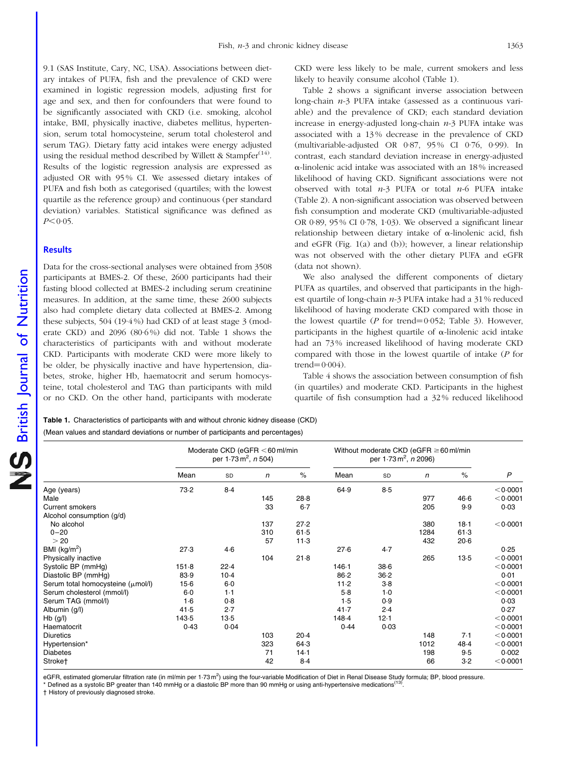9.1 (SAS Institute, Cary, NC, USA). Associations between dietary intakes of PUFA, fish and the prevalence of CKD were examined in logistic regression models, adjusting first for age and sex, and then for confounders that were found to be significantly associated with CKD (i.e. smoking, alcohol intake, BMI, physically inactive, diabetes mellitus, hypertension, serum total homocysteine, serum total cholesterol and serum TAG). Dietary fatty acid intakes were energy adjusted using the residual method described by Willett & Stampfer[14]. Results of the logistic regression analysis are expressed as adjusted OR with 95 % CI. We assessed dietary intakes of PUFA and fish both as categorised (quartiles; with the lowest quartile as the reference group) and continuous (per standard deviation) variables. Statistical significance was defined as $P<0·05$.

## Results

Data for the cross-sectional analyses were obtained from 3508 participants at BMES-2. Of these, 2600 participants had their fasting blood collected at BMES-2 including serum creatinine measures. In addition, at the same time, these 2600 subjects also had complete dietary data collected at BMES-2. Among these subjects, 504 (19·4 %) had CKD of at least stage 3 (moderate CKD) and 2096 (80·6 %) did not. Table 1 shows the characteristics of participants with and without moderate CKD. Participants with moderate CKD were more likely to be older, be physically inactive and have hypertension, diabetes, stroke, higher Hb, haematocrit and serum homocysteine, total cholesterol and TAG than participants with mild or no CKD. On the other hand, participants with moderate CKD were less likely to be male, current smokers and less likely to heavily consume alcohol (Table 1).

Table 2 shows a significant inverse association between long-chain *n*-3 PUFA intake (assessed as a continuous variable) and the prevalence of CKD; each standard deviation increase in energy-adjusted long-chain *n*-3 PUFA intake was associated with a 13 % decrease in the prevalence of CKD (multivariable-adjusted OR 0·87, 95 % CI 0·76, 0·99). In contrast, each standard deviation increase in energy-adjusted α-linolenic acid intake was associated with an 18 % increased likelihood of having CKD. Significant associations were not observed with total *n*-3 PUFA or total *n*-6 PUFA intake (Table 2). A non-significant association was observed between fish consumption and moderate CKD (multivariable-adjusted OR 0·89, 95 % CI 0·78, 1·03). We observed a significant linear relationship between dietary intake of α-linolenic acid, fish and eGFR (Fig. 1(a) and (b)); however, a linear relationship was not observed with the other dietary PUFA and eGFR (data not shown).

We also analysed the different components of dietary PUFA as quartiles, and observed that participants in the highest quartile of long-chain *n*-3 PUFA intake had a 31 % reduced likelihood of having moderate CKD compared with those in the lowest quartile (*P* for trend = 0·052; Table 3). However, participants in the highest quartile of α-linolenic acid intake had an 73 % increased likelihood of having moderate CKD compared with those in the lowest quartile of intake (*P* for trend = 0·004).

Table 4 shows the association between consumption of fish (in quartiles) and moderate CKD. Participants in the highest quartile of fish consumption had a 32 % reduced likelihood

**Table 1.** Characteristics of participants with and without chronic kidney disease (CKD)

(Mean values and standard deviations or number of participants and percentages)

| | Moderate CKD (eGFR < 60 ml/min per 1·73 m², *n* 504) | | | | Without moderate CKD (eGFR ≥ 60 ml/min per 1·73 m², *n* 2096) | | | | |
|---|---|---|---|---|---|---|---|---|---|
| | Mean | SD | *n* | % | Mean | SD | *n* | % | *P* |
| Age (years) | 73·2 | 8·4 | | | 64·9 | 8·5 | | | < 0·0001 |
| Male | | | 145 | 28·8 | | | 977 | 46·6 | < 0·0001 |
| Current smokers | | | 33 | 6·7 | | | 205 | 9·9 | 0·03 |
| Alcohol consumption (g/d) | | | | | | | | | |
| No alcohol | | | 137 | 27·2 | | | 380 | 18·1 | < 0·0001 |
| 0–20 | | | 310 | 61·5 | | | 1284 | 61·3 | |
| > 20 | | | 57 | 11·3 | | | 432 | 20·6 | |
| BMI (kg/m²) | 27·3 | 4·6 | | | 27·6 | 4·7 | | | 0·25 |
| Physically inactive | | | 104 | 21·8 | | | 265 | 13·5 | < 0·0001 |
| Systolic BP (mmHg) | 151·8 | 22·4 | | | 146·1 | 38·6 | | | < 0·0001 |
| Diastolic BP (mmHg) | 83·9 | 10·4 | | | 86·2 | 36·2 | | | 0·01 |
| Serum total homocysteine (μmol/l) | 15·6 | 6·0 | | | 11·2 | 3·8 | | | < 0·0001 |
| Serum cholesterol (mmol/l) | 6·0 | 1·1 | | | 5·8 | 1·0 | | | < 0·0001 |
| Serum TAG (mmol/l) | 1·6 | 0·8 | | | 1·5 | 0·9 | | | 0·03 |
| Albumin (g/l) | 41·5 | 2·7 | | | 41·7 | 2·4 | | | 0·27 |
| Hb (g/l) | 143·5 | 13·5 | | | 148·4 | 12·1 | | | < 0·0001 |
| Haematocrit | 0·43 | 0·04 | | | 0·44 | 0·03 | | | < 0·0001 |
| Diuretics | | | 103 | 20·4 | | | 148 | 7·1 | < 0·0001 |
| Hypertension* | | | 323 | 64·3 | | | 1012 | 48·4 | < 0·0001 |
| Diabetes | | | 71 | 14·1 | | | 198 | 9·5 | 0·002 |
| Stroke† | | | 42 | 8·4 | | | 66 | 3·2 | < 0·0001 |

eGFR, estimated glomerular filtration rate (in ml/min per 1·73 m²) using the four-variable Modification of Diet in Renal Disease Study formula; BP, blood pressure.
\* Defined as a systolic BP greater than 140 mmHg or a diastolic BP more than 90 mmHg or using anti-hypertensive medications[13].
† History of previously diagnosed stroke.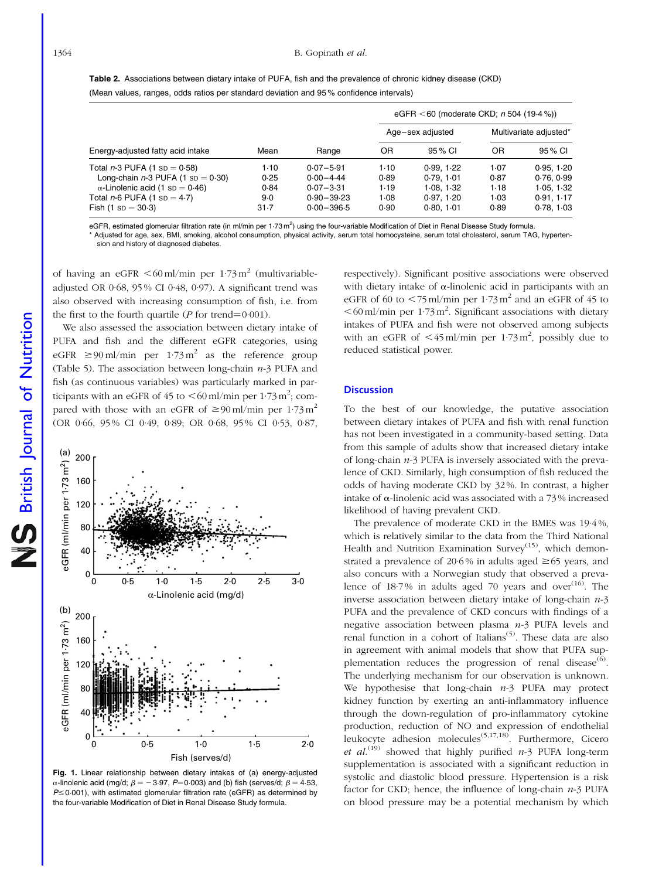**Table 2.** Associations between dietary intake of PUFA, fish and the prevalence of chronic kidney disease (CKD)

(Mean values, ranges, odds ratios per standard deviation and 95 % confidence intervals)

| | | | eGFR <60 (moderate CKD; *n* 504 (19·4 %)) | | | |
|---|---|---|---|---|---|---|
| | | | Age–sex adjusted | | Multivariate adjusted* | |
| Energy-adjusted fatty acid intake | Mean | Range | OR | 95 % CI | OR | 95 % CI |
| Total *n*-3 PUFA (1 SD = 0·58) | 1·10 | 0·07–5·91 | 1·10 | 0·99, 1·22 | 1·07 | 0·95, 1·20 |
| Long-chain *n*-3 PUFA (1 SD = 0·30) | 0·25 | 0·00–4·44 | 0·89 | 0·79, 1·01 | 0·87 | 0·76, 0·99 |
| α-Linolenic acid (1 SD = 0·46) | 0·84 | 0·07–3·31 | 1·19 | 1·08, 1·32 | 1·18 | 1·05, 1·32 |
| Total *n*-6 PUFA (1 SD = 4·7) | 9·0 | 0·90–39·23 | 1·08 | 0·97, 1·20 | 1·03 | 0·91, 1·17 |
| Fish (1 SD = 30·3) | 31·7 | 0·00–396·5 | 0·90 | 0·80, 1·01 | 0·89 | 0·78, 1·03 |

eGFR, estimated glomerular filtration rate (in ml/min per 1·73 $m^2$) using the four-variable Modification of Diet in Renal Disease Study formula.

\* Adjusted for age, sex, BMI, smoking, alcohol consumption, physical activity, serum total homocysteine, serum total cholesterol, serum TAG, hypertension and history of diagnosed diabetes.

of having an eGFR <60 ml/min per 1·73 $m^2$ (multivariable-adjusted OR 0·68, 95 % CI 0·48, 0·97). A significant trend was also observed with increasing consumption of fish, i.e. from the first to the fourth quartile (*P* for trend=0·001).

We also assessed the association between dietary intake of PUFA and fish and the different eGFR categories, using eGFR ≥90 ml/min per 1·73 $m^2$ as the reference group (Table 5). The association between long-chain *n*-3 PUFA and fish (as continuous variables) was particularly marked in participants with an eGFR of 45 to <60 ml/min per 1·73 $m^2$; compared with those with an eGFR of ≥90 ml/min per 1·73 $m^2$ (OR 0·66, 95 % CI 0·49, 0·89; OR 0·68, 95 % CI 0·53, 0·87, respectively). Significant positive associations were observed with dietary intake of α-linolenic acid in participants with an eGFR of 60 to <75 ml/min per 1·73 $m^2$ and an eGFR of 45 to <60 ml/min per 1·73 $m^2$. Significant associations with dietary intakes of PUFA and fish were not observed among subjects with an eGFR of <45 ml/min per 1·73 $m^2$, possibly due to reduced statistical power.

**Fig. 1.** Linear relationship between dietary intakes of (a) energy-adjusted α-linolenic acid (mg/d; $\beta = -3.97$, $P=0.003$) and (b) fish (serves/d; $\beta = 4.53$, $P \leq 0.001$), with estimated glomerular filtration rate (eGFR) as determined by the four-variable Modification of Diet in Renal Disease Study formula.

## Discussion

To the best of our knowledge, the putative association between dietary intakes of PUFA and fish with renal function has not been investigated in a community-based setting. Data from this sample of adults show that increased dietary intake of long-chain *n*-3 PUFA is inversely associated with the prevalence of CKD. Similarly, high consumption of fish reduced the odds of having moderate CKD by 32 %. In contrast, a higher intake of α-linolenic acid was associated with a 73 % increased likelihood of having prevalent CKD.

The prevalence of moderate CKD in the BMES was 19·4 %, which is relatively similar to the data from the Third National Health and Nutrition Examination Survey[15], which demonstrated a prevalence of 20·6 % in adults aged ≥65 years, and also concurs with a Norwegian study that observed a prevalence of 18·7 % in adults aged 70 years and over[16]. The inverse association between dietary intake of long-chain *n*-3 PUFA and the prevalence of CKD concurs with findings of a negative association between plasma *n*-3 PUFA levels and renal function in a cohort of Italians[5]. These data are also in agreement with animal models that show that PUFA supplementation reduces the progression of renal disease[6]. The underlying mechanism for our observation is unknown. We hypothesise that long-chain *n*-3 PUFA may protect kidney function by exerting an anti-inflammatory influence through the down-regulation of pro-inflammatory cytokine production, reduction of NO and expression of endothelial leukocyte adhesion molecules[5,17,18]. Furthermore, Cicero *et al.*[19] showed that highly purified *n*-3 PUFA long-term supplementation is associated with a significant reduction in systolic and diastolic blood pressure. Hypertension is a risk factor for CKD; hence, the influence of long-chain *n*-3 PUFA on blood pressure may be a potential mechanism by which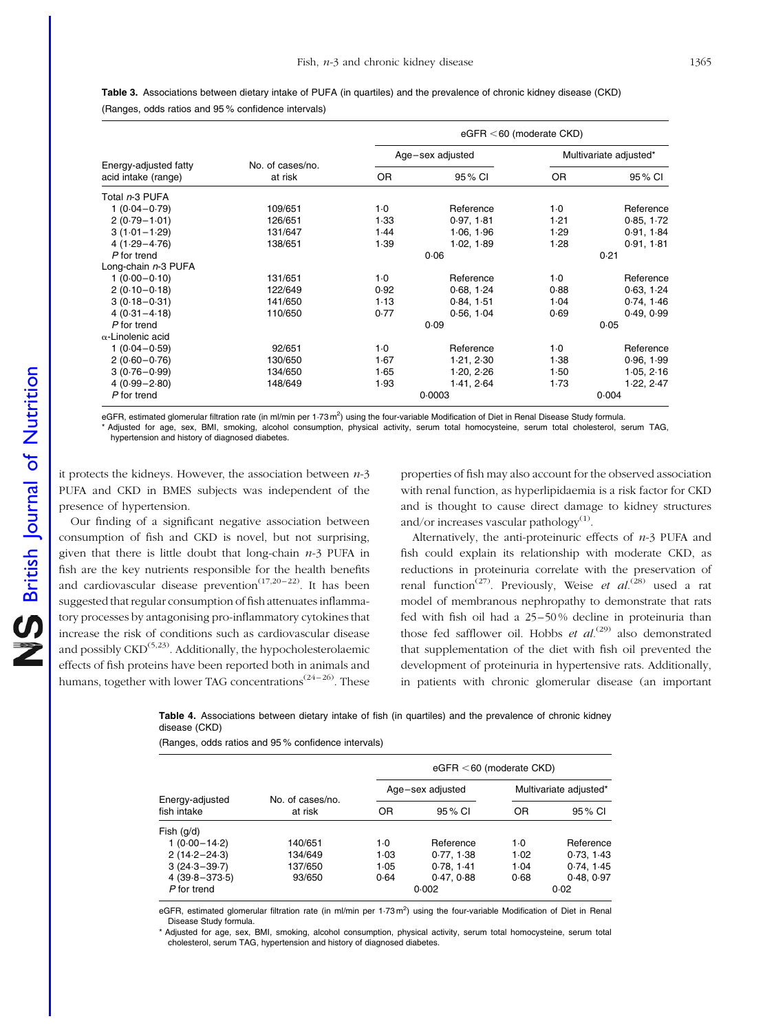**Table 3.** Associations between dietary intake of PUFA (in quartiles) and the prevalence of chronic kidney disease (CKD)

(Ranges, odds ratios and 95 % confidence intervals)

| | | eGFR <60 (moderate CKD) | | | |
|---|---|---|---|---|---|
| | | Age–sex adjusted | | Multivariate adjusted* | |
| Energy-adjusted fatty acid intake (range) | No. of cases/no. at risk | OR | 95 % CI | OR | 95 % CI |
| Total *n*-3 PUFA | | | | | |
| 1 (0·04–0·79) | 109/651 | 1·0 | Reference | 1·0 | Reference |
| 2 (0·79–1·01) | 126/651 | 1·33 | 0·97, 1·81 | 1·21 | 0·85, 1·72 |
| 3 (1·01–1·29) | 131/647 | 1·44 | 1·06, 1·96 | 1·29 | 0·91, 1·84 |
| 4 (1·29–4·76) | 138/651 | 1·39 | 1·02, 1·89 | 1·28 | 0·91, 1·81 |
| *P* for trend | | 0·06 | | 0·21 | |
| Long-chain *n*-3 PUFA | | | | | |
| 1 (0·00–0·10) | 131/651 | 1·0 | Reference | 1·0 | Reference |
| 2 (0·10–0·18) | 122/649 | 0·92 | 0·68, 1·24 | 0·88 | 0·63, 1·24 |
| 3 (0·18–0·31) | 141/650 | 1·13 | 0·84, 1·51 | 1·04 | 0·74, 1·46 |
| 4 (0·31–4·18) | 110/650 | 0·77 | 0·56, 1·04 | 0·69 | 0·49, 0·99 |
| *P* for trend | | 0·09 | | 0·05 | |
| α-Linolenic acid | | | | | |
| 1 (0·04–0·59) | 92/651 | 1·0 | Reference | 1·0 | Reference |
| 2 (0·60–0·76) | 130/650 | 1·67 | 1·21, 2·30 | 1·38 | 0·96, 1·99 |
| 3 (0·76–0·99) | 134/650 | 1·65 | 1·20, 2·26 | 1·50 | 1·05, 2·16 |
| 4 (0·99–2·80) | 148/649 | 1·93 | 1·41, 2·64 | 1·73 | 1·22, 2·47 |
| *P* for trend | | 0·0003 | | 0·004 | |

eGFR, estimated glomerular filtration rate (in ml/min per 1·73 $m^2$) using the four-variable Modification of Diet in Renal Disease Study formula.

\* Adjusted for age, sex, BMI, smoking, alcohol consumption, physical activity, serum total homocysteine, serum total cholesterol, serum TAG, hypertension and history of diagnosed diabetes.

it protects the kidneys. However, the association between *n*-3 PUFA and CKD in BMES subjects was independent of the presence of hypertension.

Our finding of a significant negative association between consumption of fish and CKD is novel, but not surprising, given that there is little doubt that long-chain *n*-3 PUFA in fish are the key nutrients responsible for the health benefits and cardiovascular disease prevention[17,20–22]. It has been suggested that regular consumption of fish attenuates inflammatory processes by antagonising pro-inflammatory cytokines that increase the risk of conditions such as cardiovascular disease and possibly CKD[5,23]. Additionally, the hypocholesterolaemic effects of fish proteins have been reported both in animals and humans, together with lower TAG concentrations[24–26]. These properties of fish may also account for the observed association with renal function, as hyperlipidaemia is a risk factor for CKD and is thought to cause direct damage to kidney structures and/or increases vascular pathology[1].

Alternatively, the anti-proteinuric effects of *n*-3 PUFA and fish could explain its relationship with moderate CKD, as reductions in proteinuria correlate with the preservation of renal function[27]. Previously, Weise *et al.*[28] used a rat model of membranous nephropathy to demonstrate that rats fed with fish oil had a 25–50 % decline in proteinuria than those fed safflower oil. Hobbs *et al.*[29] also demonstrated that supplementation of the diet with fish oil prevented the development of proteinuria in hypertensive rats. Additionally, in patients with chronic glomerular disease (an important

**Table 4.** Associations between dietary intake of fish (in quartiles) and the prevalence of chronic kidney disease (CKD)

(Ranges, odds ratios and 95 % confidence intervals)

| | | eGFR <60 (moderate CKD) | | | |
|---|---|---|---|---|---|
| | | Age–sex adjusted | | Multivariate adjusted* | |
| Energy-adjusted fish intake | No. of cases/no. at risk | OR | 95 % CI | OR | 95 % CI |
| Fish (g/d) | | | | | |
| 1 (0·00–14·2) | 140/651 | 1·0 | Reference | 1·0 | Reference |
| 2 (14·2–24·3) | 134/649 | 1·03 | 0·77, 1·38 | 1·02 | 0·73, 1·43 |
| 3 (24·3–39·7) | 137/650 | 1·05 | 0·78, 1·41 | 1·04 | 0·74, 1·45 |
| 4 (39·8–373·5) | 93/650 | 0·64 | 0·47, 0·88 | 0·68 | 0·48, 0·97 |
| *P* for trend | | 0·002 | | 0·02 | |

eGFR, estimated glomerular filtration rate (in ml/min per 1·73 $m^2$) using the four-variable Modification of Diet in Renal Disease Study formula.

\* Adjusted for age, sex, BMI, smoking, alcohol consumption, physical activity, serum total homocysteine, serum total cholesterol, serum TAG, hypertension and history of diagnosed diabetes.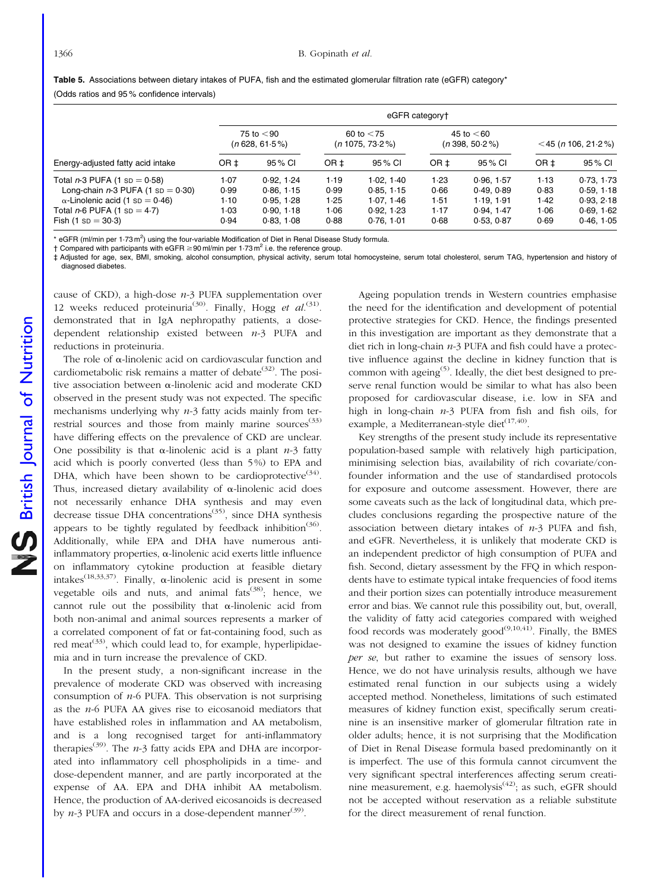**Table 5.** Associations between dietary intakes of PUFA, fish and the estimated glomerular filtration rate (eGFR) category*

(Odds ratios and 95 % confidence intervals)

| | eGFR category† | | | | | | | |
|---|---|---|---|---|---|---|---|---|
| | 75 to <90 ($n$ 628, 61·5 %) | | 60 to <75 ($n$ 1075, 73·2 %) | | 45 to <60 ($n$ 398, 50·2 %) | | <45 ($n$ 106, 21·2 %) | |
| Energy-adjusted fatty acid intake | OR ‡ | 95 % CI | OR ‡ | 95 % CI | OR ‡ | 95 % CI | OR ‡ | 95 % CI |
| Total $n$-3 PUFA (1 SD = 0·58) | 1·07 | 0·92, 1·24 | 1·19 | 1·02, 1·40 | 1·23 | 0·96, 1·57 | 1·13 | 0·73, 1·73 |
| Long-chain $n$-3 PUFA (1 SD = 0·30) | 0·99 | 0·86, 1·15 | 0·99 | 0·85, 1·15 | 0·66 | 0·49, 0·89 | 0·83 | 0·59, 1·18 |
| α-Linolenic acid (1 SD = 0·46) | 1·10 | 0·95, 1·28 | 1·25 | 1·07, 1·46 | 1·51 | 1·19, 1·91 | 1·42 | 0·93, 2·18 |
| Total $n$-6 PUFA (1 SD = 4·7) | 1·03 | 0·90, 1·18 | 1·06 | 0·92, 1·23 | 1·17 | 0·94, 1·47 | 1·06 | 0·69, 1·62 |
| Fish (1 SD = 30·3) | 0·94 | 0·83, 1·08 | 0·88 | 0·76, 1·01 | 0·68 | 0·53, 0·87 | 0·69 | 0·46, 1·05 |

\* eGFR (ml/min per 1·73 m$^2$) using the four-variable Modification of Diet in Renal Disease Study formula.

† Compared with participants with eGFR ≥90 ml/min per 1·73 m$^2$ i.e. the reference group.

‡ Adjusted for age, sex, BMI, smoking, alcohol consumption, physical activity, serum total homocysteine, serum total cholesterol, serum TAG, hypertension and history of diagnosed diabetes.

cause of CKD), a high-dose $n$-3 PUFA supplementation over 12 weeks reduced proteinuria[30]. Finally, Hogg *et al.*[31]. demonstrated that in IgA nephropathy patients, a dose-dependent relationship existed between $n$-3 PUFA and reductions in proteinuria.

The role of α-linolenic acid on cardiovascular function and cardiometabolic risk remains a matter of debate[32]. The positive association between α-linolenic acid and moderate CKD observed in the present study was not expected. The specific mechanisms underlying why $n$-3 fatty acids mainly from terrestrial sources and those from mainly marine sources[33] have differing effects on the prevalence of CKD are unclear. One possibility is that α-linolenic acid is a plant $n$-3 fatty acid which is poorly converted (less than 5 %) to EPA and DHA, which have been shown to be cardioprotective[34]. Thus, increased dietary availability of α-linolenic acid does not necessarily enhance DHA synthesis and may even decrease tissue DHA concentrations[35], since DHA synthesis appears to be tightly regulated by feedback inhibition[36]. Additionally, while EPA and DHA have numerous anti-inflammatory properties, α-linolenic acid exerts little influence on inflammatory cytokine production at feasible dietary intakes[18,33,37]. Finally, α-linolenic acid is present in some vegetable oils and nuts, and animal fats[38]; hence, we cannot rule out the possibility that α-linolenic acid from both non-animal and animal sources represents a marker of a correlated component of fat or fat-containing food, such as red meat[33], which could lead to, for example, hyperlipidaemia and in turn increase the prevalence of CKD.

In the present study, a non-significant increase in the prevalence of moderate CKD was observed with increasing consumption of $n$-6 PUFA. This observation is not surprising as the $n$-6 PUFA AA gives rise to eicosanoid mediators that have established roles in inflammation and AA metabolism, and is a long recognised target for anti-inflammatory therapies[39]. The $n$-3 fatty acids EPA and DHA are incorporated into inflammatory cell phospholipids in a time- and dose-dependent manner, and are partly incorporated at the expense of AA. EPA and DHA inhibit AA metabolism. Hence, the production of AA-derived eicosanoids is decreased by $n$-3 PUFA and occurs in a dose-dependent manner[39].

Ageing population trends in Western countries emphasise the need for the identification and development of potential protective strategies for CKD. Hence, the findings presented in this investigation are important as they demonstrate that a diet rich in long-chain $n$-3 PUFA and fish could have a protective influence against the decline in kidney function that is common with ageing[5]. Ideally, the diet best designed to preserve renal function would be similar to what has also been proposed for cardiovascular disease, i.e. low in SFA and high in long-chain $n$-3 PUFA from fish and fish oils, for example, a Mediterranean-style diet[17,40].

Key strengths of the present study include its representative population-based sample with relatively high participation, minimising selection bias, availability of rich covariate/confounder information and the use of standardised protocols for exposure and outcome assessment. However, there are some caveats such as the lack of longitudinal data, which precludes conclusions regarding the prospective nature of the association between dietary intakes of $n$-3 PUFA and fish, and eGFR. Nevertheless, it is unlikely that moderate CKD is an independent predictor of high consumption of PUFA and fish. Second, dietary assessment by the FFQ in which respondents have to estimate typical intake frequencies of food items and their portion sizes can potentially introduce measurement error and bias. We cannot rule this possibility out, but, overall, the validity of fatty acid categories compared with weighed food records was moderately good[9,10,41]. Finally, the BMES was not designed to examine the issues of kidney function *per se*, but rather to examine the issues of sensory loss. Hence, we do not have urinalysis results, although we have estimated renal function in our subjects using a widely accepted method. Nonetheless, limitations of such estimated measures of kidney function exist, specifically serum creatinine is an insensitive marker of glomerular filtration rate in older adults; hence, it is not surprising that the Modification of Diet in Renal Disease formula based predominantly on it is imperfect. The use of this formula cannot circumvent the very significant spectral interferences affecting serum creatinine measurement, e.g. haemolysis[42]; as such, eGFR should not be accepted without reservation as a reliable substitute for the direct measurement of renal function.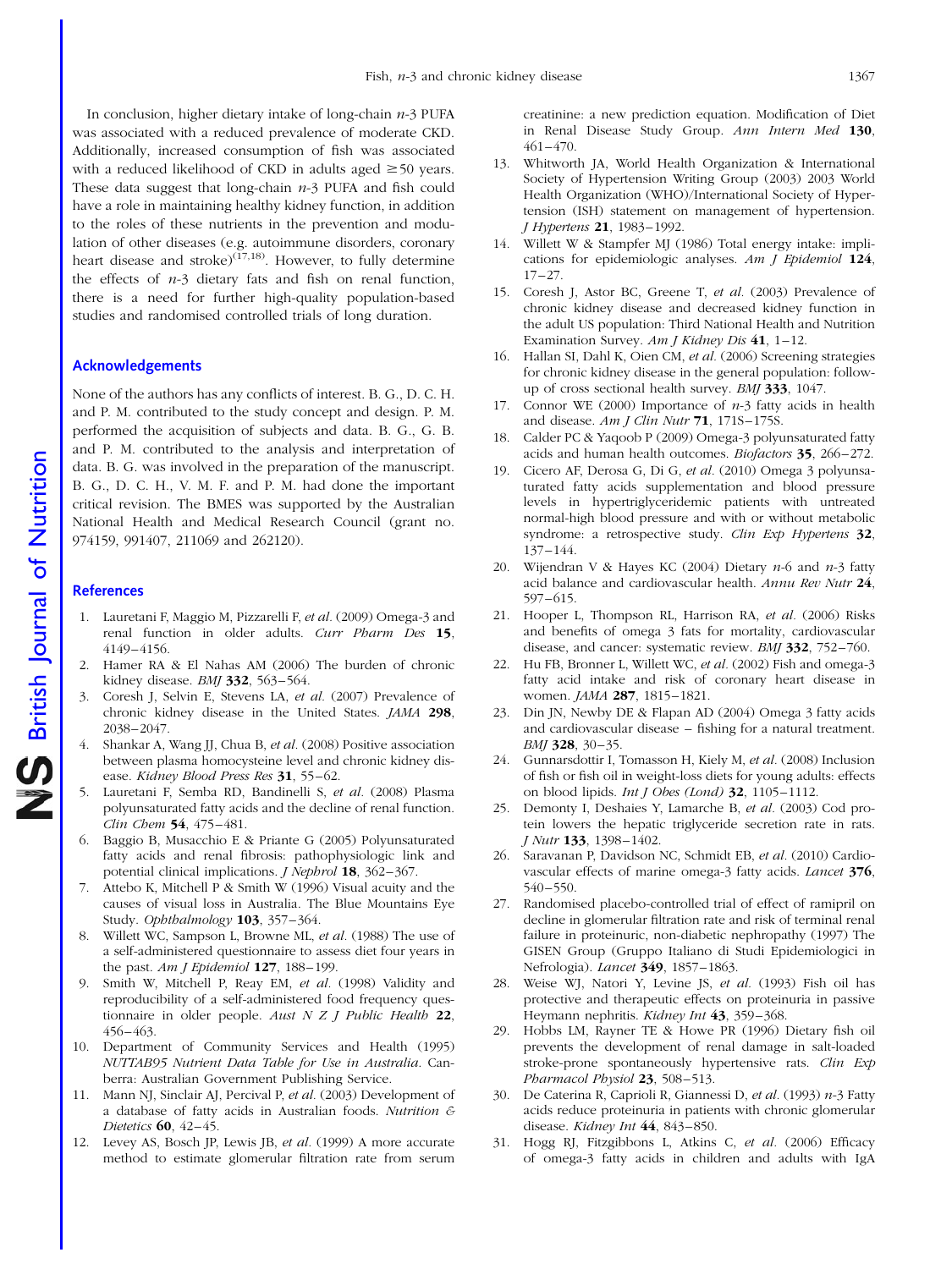In conclusion, higher dietary intake of long-chain $n$-3 PUFA was associated with a reduced prevalence of moderate CKD. Additionally, increased consumption of fish was associated with a reduced likelihood of CKD in adults aged $\geq$50 years. These data suggest that long-chain $n$-3 PUFA and fish could have a role in maintaining healthy kidney function, in addition to the roles of these nutrients in the prevention and modulation of other diseases (e.g. autoimmune disorders, coronary heart disease and stroke)[17,18]. However, to fully determine the effects of $n$-3 dietary fats and fish on renal function, there is a need for further high-quality population-based studies and randomised controlled trials of long duration.

## Acknowledgements

None of the authors has any conflicts of interest. B. G., D. C. H. and P. M. contributed to the study concept and design. P. M. performed the acquisition of subjects and data. B. G., G. B. and P. M. contributed to the analysis and interpretation of data. B. G. was involved in the preparation of the manuscript. B. G., D. C. H., V. M. F. and P. M. had done the important critical revision. The BMES was supported by the Australian National Health and Medical Research Council (grant no. 974159, 991407, 211069 and 262120).

## References

1. Lauretani F, Maggio M, Pizzarelli F, *et al.* (2009) Omega-3 and renal function in older adults. *Curr Pharm Des* **15**, 4149–4156.
2. Hamer RA & El Nahas AM (2006) The burden of chronic kidney disease. *BMJ* **332**, 563–564.
3. Coresh J, Selvin E, Stevens LA, *et al.* (2007) Prevalence of chronic kidney disease in the United States. *JAMA* **298**, 2038–2047.
4. Shankar A, Wang JJ, Chua B, *et al.* (2008) Positive association between plasma homocysteine level and chronic kidney disease. *Kidney Blood Press Res* **31**, 55–62.
5. Lauretani F, Semba RD, Bandinelli S, *et al.* (2008) Plasma polyunsaturated fatty acids and the decline of renal function. *Clin Chem* **54**, 475–481.
6. Baggio B, Musacchio E & Priante G (2005) Polyunsaturated fatty acids and renal fibrosis: pathophysiologic link and potential clinical implications. *J Nephrol* **18**, 362–367.
7. Attebo K, Mitchell P & Smith W (1996) Visual acuity and the causes of visual loss in Australia. The Blue Mountains Eye Study. *Ophthalmology* **103**, 357–364.
8. Willett WC, Sampson L, Browne ML, *et al.* (1988) The use of a self-administered questionnaire to assess diet four years in the past. *Am J Epidemiol* **127**, 188–199.
9. Smith W, Mitchell P, Reay EM, *et al.* (1998) Validity and reproducibility of a self-administered food frequency questionnaire in older people. *Aust N Z J Public Health* **22**, 456–463.
10. Department of Community Services and Health (1995) *NUTTAB95 Nutrient Data Table for Use in Australia*. Canberra: Australian Government Publishing Service.
11. Mann NJ, Sinclair AJ, Percival P, *et al.* (2003) Development of a database of fatty acids in Australian foods. *Nutrition & Dietetics* **60**, 42–45.
12. Levey AS, Bosch JP, Lewis JB, *et al.* (1999) A more accurate method to estimate glomerular filtration rate from serum creatinine: a new prediction equation. Modification of Diet in Renal Disease Study Group. *Ann Intern Med* **130**, 461–470.
13. Whitworth JA, World Health Organization & International Society of Hypertension Writing Group (2003) 2003 World Health Organization (WHO)/International Society of Hypertension (ISH) statement on management of hypertension. *J Hypertens* **21**, 1983–1992.
14. Willett W & Stampfer MJ (1986) Total energy intake: implications for epidemiologic analyses. *Am J Epidemiol* **124**, 17–27.
15. Coresh J, Astor BC, Greene T, *et al.* (2003) Prevalence of chronic kidney disease and decreased kidney function in the adult US population: Third National Health and Nutrition Examination Survey. *Am J Kidney Dis* **41**, 1–12.
16. Hallan SI, Dahl K, Oien CM, *et al.* (2006) Screening strategies for chronic kidney disease in the general population: follow-up of cross sectional health survey. *BMJ* **333**, 1047.
17. Connor WE (2000) Importance of $n$-3 fatty acids in health and disease. *Am J Clin Nutr* **71**, 171S–175S.
18. Calder PC & Yaqoob P (2009) Omega-3 polyunsaturated fatty acids and human health outcomes. *Biofactors* **35**, 266–272.
19. Cicero AF, Derosa G, Di G, *et al.* (2010) Omega 3 polyunsaturated fatty acids supplementation and blood pressure levels in hypertriglyceridemic patients with untreated normal-high blood pressure and with or without metabolic syndrome: a retrospective study. *Clin Exp Hypertens* **32**, 137–144.
20. Wijendran V & Hayes KC (2004) Dietary $n$-6 and $n$-3 fatty acid balance and cardiovascular health. *Annu Rev Nutr* **24**, 597–615.
21. Hooper L, Thompson RL, Harrison RA, *et al.* (2006) Risks and benefits of omega 3 fats for mortality, cardiovascular disease, and cancer: systematic review. *BMJ* **332**, 752–760.
22. Hu FB, Bronner L, Willett WC, *et al.* (2002) Fish and omega-3 fatty acid intake and risk of coronary heart disease in women. *JAMA* **287**, 1815–1821.
23. Din JN, Newby DE & Flapan AD (2004) Omega 3 fatty acids and cardiovascular disease – fishing for a natural treatment. *BMJ* **328**, 30–35.
24. Gunnarsdottir I, Tomasson H, Kiely M, *et al.* (2008) Inclusion of fish or fish oil in weight-loss diets for young adults: effects on blood lipids. *Int J Obes (Lond)* **32**, 1105–1112.
25. Demonty I, Deshaies Y, Lamarche B, *et al.* (2003) Cod protein lowers the hepatic triglyceride secretion rate in rats. *J Nutr* **133**, 1398–1402.
26. Saravanan P, Davidson NC, Schmidt EB, *et al.* (2010) Cardiovascular effects of marine omega-3 fatty acids. *Lancet* **376**, 540–550.
27. Randomised placebo-controlled trial of effect of ramipril on decline in glomerular filtration rate and risk of terminal renal failure in proteinuric, non-diabetic nephropathy (1997) The GISEN Group (Gruppo Italiano di Studi Epidemiologici in Nefrologia). *Lancet* **349**, 1857–1863.
28. Weise WJ, Natori Y, Levine JS, *et al.* (1993) Fish oil has protective and therapeutic effects on proteinuria in passive Heymann nephritis. *Kidney Int* **43**, 359–368.
29. Hobbs LM, Rayner TE & Howe PR (1996) Dietary fish oil prevents the development of renal damage in salt-loaded stroke-prone spontaneously hypertensive rats. *Clin Exp Pharmacol Physiol* **23**, 508–513.
30. De Caterina R, Caprioli R, Giannessi D, *et al.* (1993) $n$-3 Fatty acids reduce proteinuria in patients with chronic glomerular disease. *Kidney Int* **44**, 843–850.
31. Hogg RJ, Fitzgibbons L, Atkins C, *et al.* (2006) Efficacy of omega-3 fatty acids in children and adults with IgA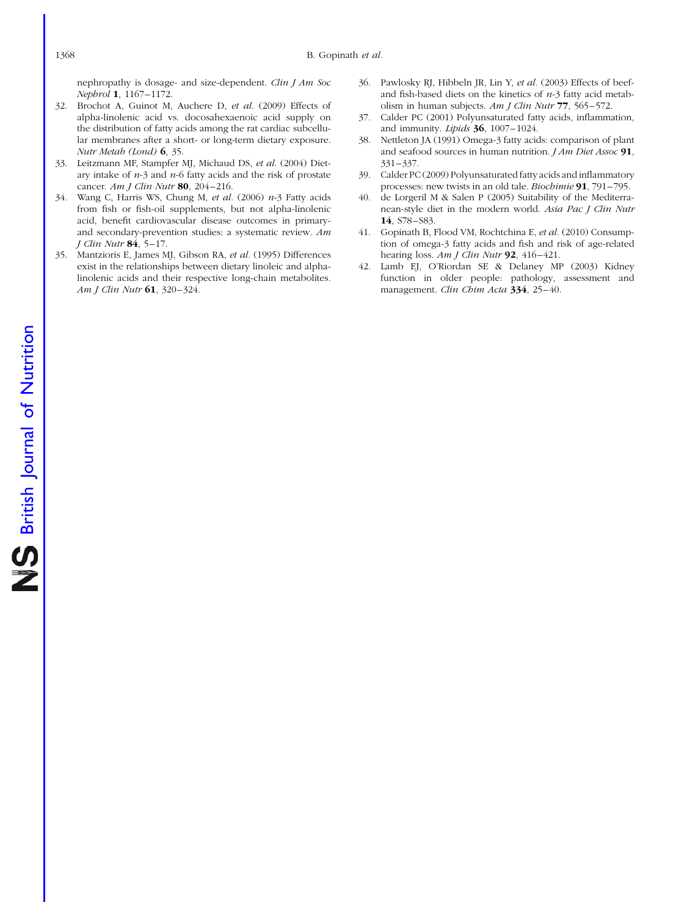nephropathy is dosage- and size-dependent. *Clin J Am Soc Nephrol* **1**, 1167–1172.

32. Brochot A, Guinot M, Auchere D, *et al.* (2009) Effects of alpha-linolenic acid vs. docosahexaenoic acid supply on the distribution of fatty acids among the rat cardiac subcellular membranes after a short- or long-term dietary exposure. *Nutr Metab (Lond)* **6**, 35.
33. Leitzmann MF, Stampfer MJ, Michaud DS, *et al.* (2004) Dietary intake of *n*-3 and *n*-6 fatty acids and the risk of prostate cancer. *Am J Clin Nutr* **80**, 204–216.
34. Wang C, Harris WS, Chung M, *et al.* (2006) *n*-3 Fatty acids from fish or fish-oil supplements, but not alpha-linolenic acid, benefit cardiovascular disease outcomes in primary- and secondary-prevention studies: a systematic review. *Am J Clin Nutr* **84**, 5–17.
35. Mantzioris E, James MJ, Gibson RA, *et al.* (1995) Differences exist in the relationships between dietary linoleic and alpha-linolenic acids and their respective long-chain metabolites. *Am J Clin Nutr* **61**, 320–324.
36. Pawlosky RJ, Hibbeln JR, Lin Y, *et al.* (2003) Effects of beef- and fish-based diets on the kinetics of *n*-3 fatty acid metabolism in human subjects. *Am J Clin Nutr* **77**, 565–572.
37. Calder PC (2001) Polyunsaturated fatty acids, inflammation, and immunity. *Lipids* **36**, 1007–1024.
38. Nettleton JA (1991) Omega-3 fatty acids: comparison of plant and seafood sources in human nutrition. *J Am Diet Assoc* **91**, 331–337.
39. Calder PC (2009) Polyunsaturated fatty acids and inflammatory processes: new twists in an old tale. *Biochimie* **91**, 791–795.
40. de Lorgeril M & Salen P (2005) Suitability of the Mediterranean-style diet in the modern world. *Asia Pac J Clin Nutr* **14**, S78–S83.
41. Gopinath B, Flood VM, Rochtchina E, *et al.* (2010) Consumption of omega-3 fatty acids and fish and risk of age-related hearing loss. *Am J Clin Nutr* **92**, 416–421.
42. Lamb EJ, O'Riordan SE & Delaney MP (2003) Kidney function in older people: pathology, assessment and management. *Clin Chim Acta* **334**, 25–40.